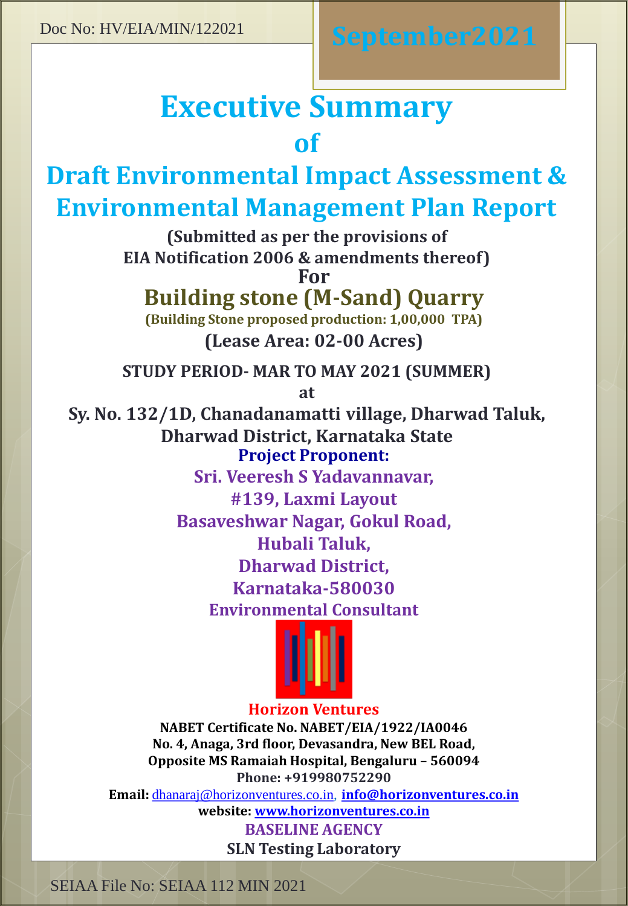Doc No: HV/EIA/MIN/122021

September2021

# Executive Summary

# of

# Draft Environmental Impact Assessment & Environmental Management Plan Report

**(Submitted as per the provisions of EIA Notification 2006 & amendments thereof)**

**For**

## Building stone (M-Sand) Quarry

**(Building Stone proposed production: 1,00,000 TPA)**

**(Lease Area: 02-00 Acres)**

**STUDY PERIOD- MAR TO MAY 2021 (SUMMER)**

**at**

**Sy. No. 132/1D, Chanadanamatti village, Dharwad Taluk, Dharwad District, Karnataka State**

**Project Proponent:**

**Sri. Veeresh S Yadavannavar,**
**#139, Laxmi Layout**
**Basaveshwar Nagar, Gokul Road,**
**Hubali Taluk,**
**Dharwad District,**
**Karnataka-580030**

**Environmental Consultant**

**Horizon Ventures**

**NABET Certificate No. NABET/EIA/1922/IA0046**
**No. 4, Anaga, 3rd floor, Devasandra, New BEL Road,**
**Opposite MS Ramaiah Hospital, Bengaluru – 560094**
**Phone: +919980752290**
**Email:** dhanaraj@horizonventures.co.in, **info@horizonventures.co.in**
**website: www.horizonventures.co.in**

**BASELINE AGENCY**

**SLN Testing Laboratory**

SEIAA File No: SEIAA 112 MIN 2021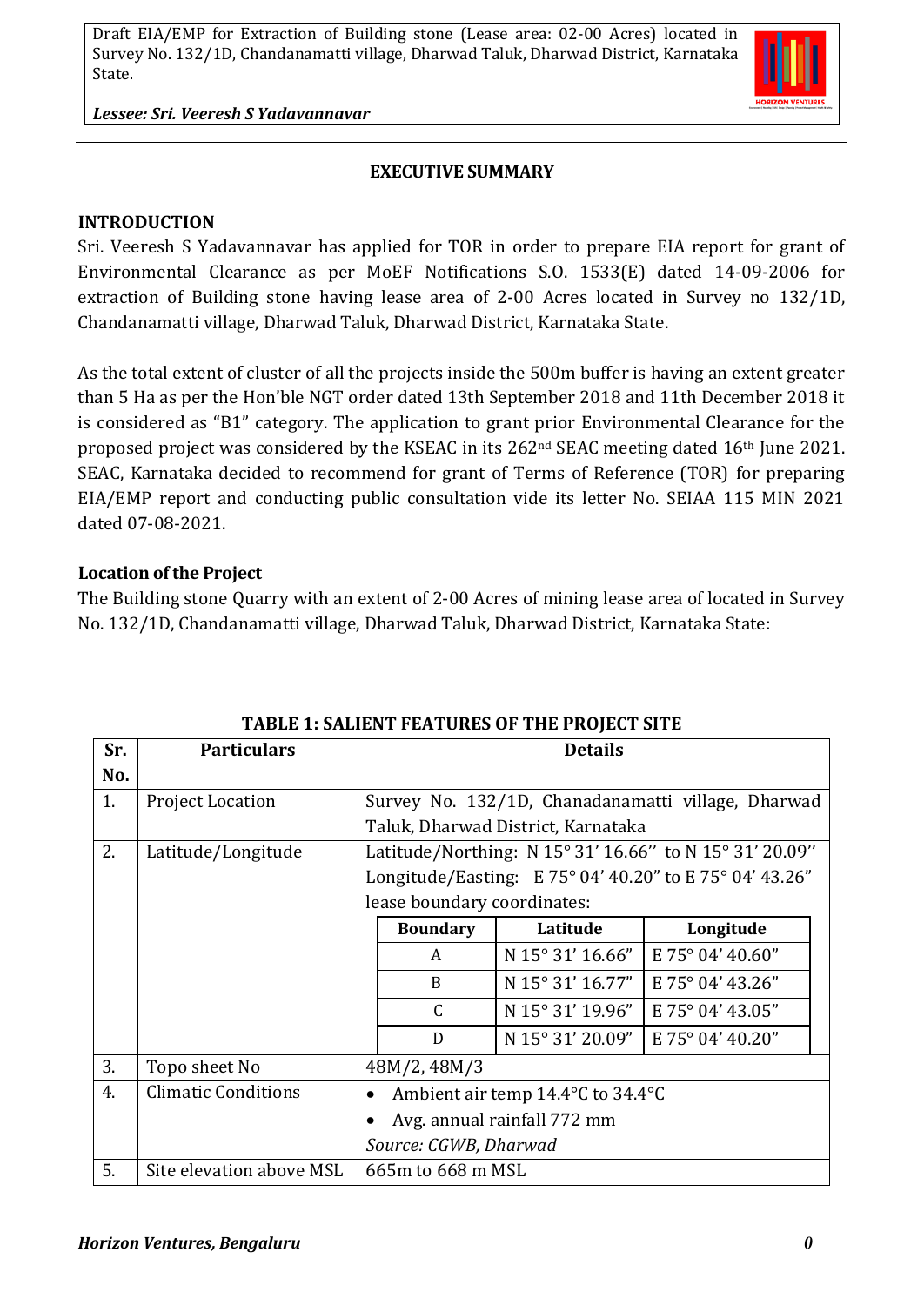## EXECUTIVE SUMMARY

### INTRODUCTION

Sri. Veeresh S Yadavannavar has applied for TOR in order to prepare EIA report for grant of Environmental Clearance as per MoEF Notifications S.O. 1533(E) dated 14-09-2006 for extraction of Building stone having lease area of 2-00 Acres located in Survey no 132/1D, Chandanamatti village, Dharwad Taluk, Dharwad District, Karnataka State.

As the total extent of cluster of all the projects inside the 500m buffer is having an extent greater than 5 Ha as per the Hon'ble NGT order dated 13th September 2018 and 11th December 2018 it is considered as "B1" category. The application to grant prior Environmental Clearance for the proposed project was considered by the KSEAC in its 262nd SEAC meeting dated 16th June 2021. SEAC, Karnataka decided to recommend for grant of Terms of Reference (TOR) for preparing EIA/EMP report and conducting public consultation vide its letter No. SEIAA 115 MIN 2021 dated 07-08-2021.

### Location of the Project

The Building stone Quarry with an extent of 2-00 Acres of mining lease area of located in Survey No. 132/1D, Chandanamatti village, Dharwad Taluk, Dharwad District, Karnataka State:

**TABLE 1: SALIENT FEATURES OF THE PROJECT SITE**

| Sr. No. | Particulars | Details |
|---|---|---|
| 1. | Project Location | Survey No. 132/1D, Chanadanamatti village, Dharwad Taluk, Dharwad District, Karnataka |
| 2. | Latitude/Longitude | Latitude/Northing: N 15° 31' 16.66'' to N 15° 31' 20.09''<br>Longitude/Easting: E 75° 04' 40.20" to E 75° 04' 43.26"<br>lease boundary coordinates:<br>**Boundary** / **Latitude** / **Longitude**<br>A / N 15° 31' 16.66" / E 75° 04' 40.60"<br>B / N 15° 31' 16.77" / E 75° 04' 43.26"<br>C / N 15° 31' 19.96" / E 75° 04' 43.05"<br>D / N 15° 31' 20.09" / E 75° 04' 40.20" |
| 3. | Topo sheet No | 48M/2, 48M/3 |
| 4. | Climatic Conditions | • Ambient air temp 14.4°C to 34.4°C<br>• Avg. annual rainfall 772 mm<br>*Source: CGWB, Dharwad* |
| 5. | Site elevation above MSL | 665m to 668 m MSL |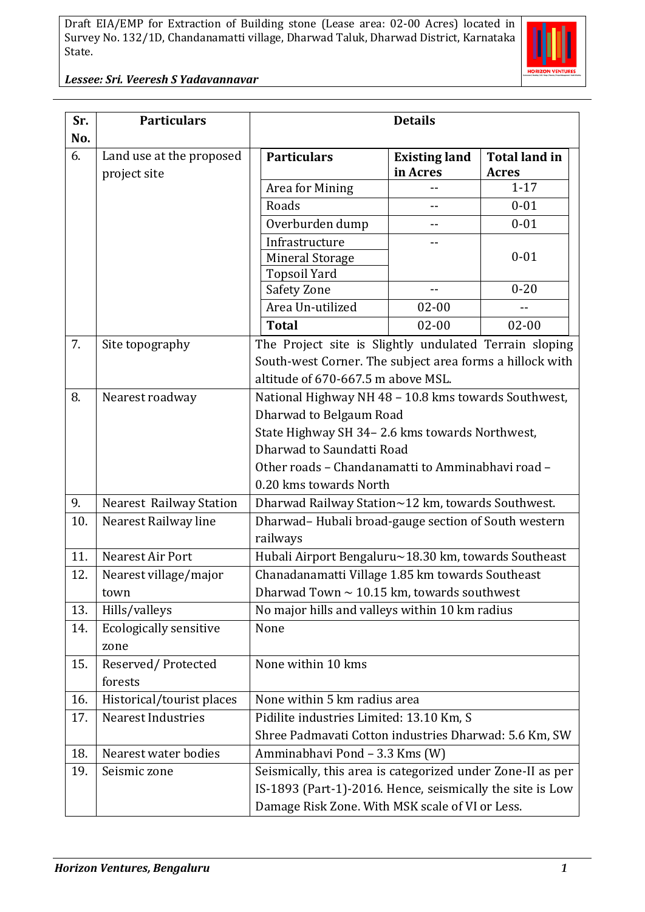| Sr. No. | Particulars | Details |
|---|---|---|
| 6. | Land use at the proposed project site | See land use table below |
| 7. | Site topography | The Project site is Slightly undulated Terrain sloping South-west Corner. The subject area forms a hillock with altitude of 670-667.5 m above MSL. |
| 8. | Nearest roadway | National Highway NH 48 – 10.8 kms towards Southwest, Dharwad to Belgaum Road<br>State Highway SH 34– 2.6 kms towards Northwest, Dharwad to Saundatti Road<br>Other roads – Chandanamatti to Amminabhavi road – 0.20 kms towards North |
| 9. | Nearest Railway Station | Dharwad Railway Station~12 km, towards Southwest. |
| 10. | Nearest Railway line | Dharwad– Hubali broad-gauge section of South western railways |
| 11. | Nearest Air Port | Hubali Airport Bengaluru~18.30 km, towards Southeast |
| 12. | Nearest village/major town | Chanadanamatti Village 1.85 km towards Southeast<br>Dharwad Town ~ 10.15 km, towards southwest |
| 13. | Hills/valleys | No major hills and valleys within 10 km radius |
| 14. | Ecologically sensitive zone | None |
| 15. | Reserved/ Protected forests | None within 10 kms |
| 16. | Historical/tourist places | None within 5 km radius area |
| 17. | Nearest Industries | Pidilite industries Limited: 13.10 Km, S<br>Shree Padmavati Cotton industries Dharwad: 5.6 Km, SW |
| 18. | Nearest water bodies | Amminabhavi Pond – 3.3 Kms (W) |
| 19. | Seismic zone | Seismically, this area is categorized under Zone-II as per IS-1893 (Part-1)-2016. Hence, seismically the site is Low Damage Risk Zone. With MSK scale of VI or Less. |

Land use at the proposed project site (Sr. No. 6):

| Particulars | Existing land in Acres | Total land in Acres |
|---|---|---|
| Area for Mining | -- | 1-17 |
| Roads | -- | 0-01 |
| Overburden dump | -- | 0-01 |
| Infrastructure<br>Mineral Storage<br>Topsoil Yard | -- | 0-01 |
| Safety Zone | -- | 0-20 |
| Area Un-utilized | 02-00 | -- |
| **Total** | 02-00 | 02-00 |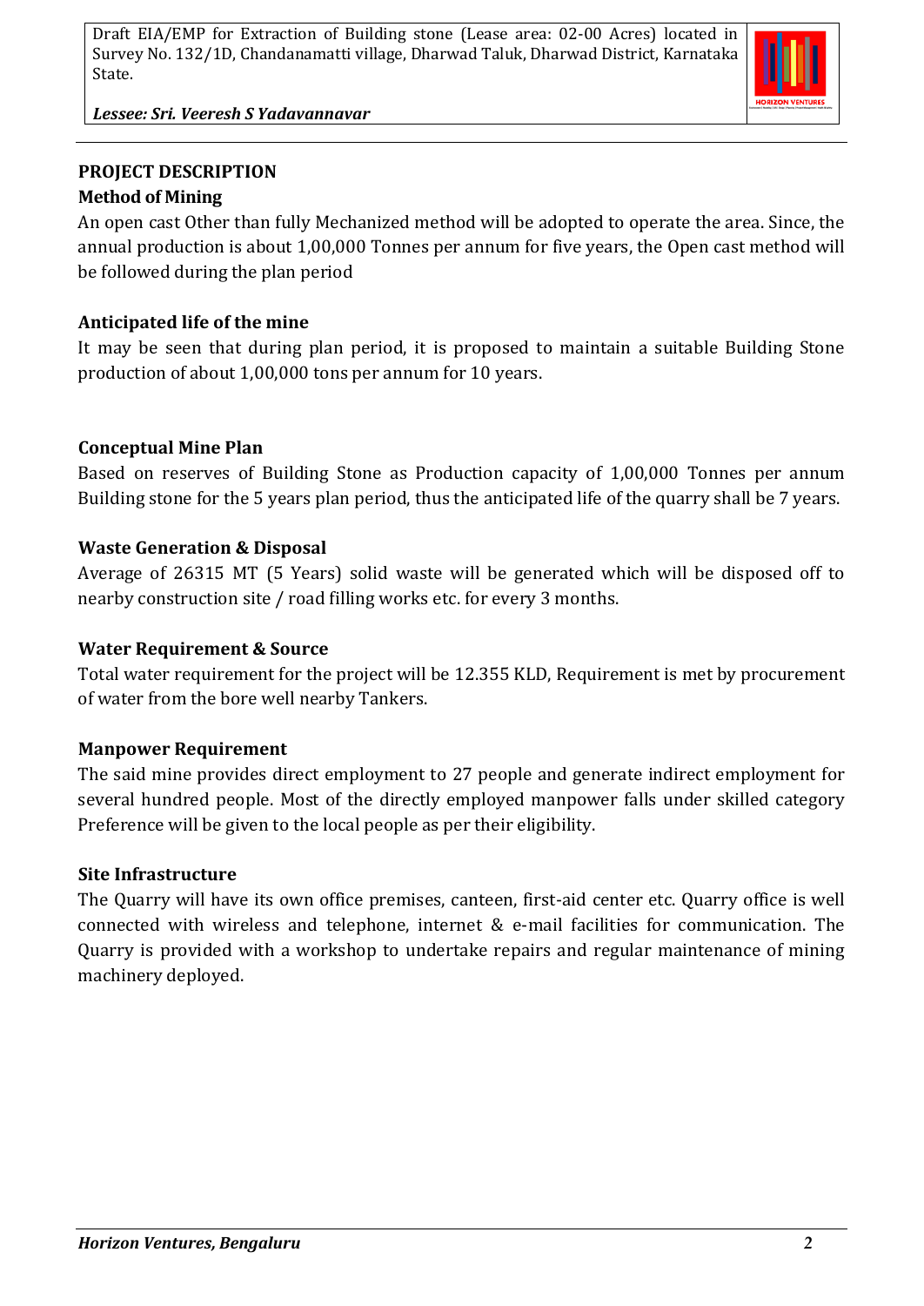## PROJECT DESCRIPTION

### Method of Mining

An open cast Other than fully Mechanized method will be adopted to operate the area. Since, the annual production is about 1,00,000 Tonnes per annum for five years, the Open cast method will be followed during the plan period

### Anticipated life of the mine

It may be seen that during plan period, it is proposed to maintain a suitable Building Stone production of about 1,00,000 tons per annum for 10 years.

### Conceptual Mine Plan

Based on reserves of Building Stone as Production capacity of 1,00,000 Tonnes per annum Building stone for the 5 years plan period, thus the anticipated life of the quarry shall be 7 years.

### Waste Generation & Disposal

Average of 26315 MT (5 Years) solid waste will be generated which will be disposed off to nearby construction site / road filling works etc. for every 3 months.

### Water Requirement & Source

Total water requirement for the project will be 12.355 KLD, Requirement is met by procurement of water from the bore well nearby Tankers.

### Manpower Requirement

The said mine provides direct employment to 27 people and generate indirect employment for several hundred people. Most of the directly employed manpower falls under skilled category Preference will be given to the local people as per their eligibility.

### Site Infrastructure

The Quarry will have its own office premises, canteen, first-aid center etc. Quarry office is well connected with wireless and telephone, internet & e-mail facilities for communication. The Quarry is provided with a workshop to undertake repairs and regular maintenance of mining machinery deployed.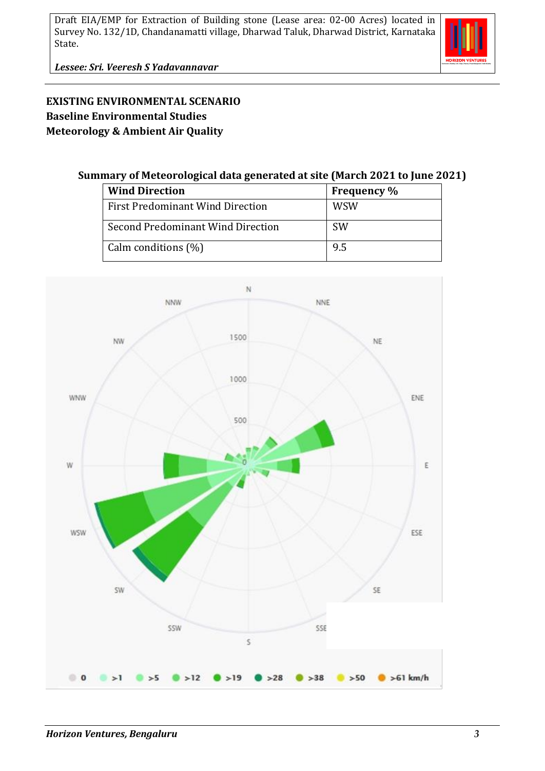**EXISTING ENVIRONMENTAL SCENARIO**
**Baseline Environmental Studies**
**Meteorology & Ambient Air Quality**

**Summary of Meteorological data generated at site (March 2021 to June 2021)**

| Wind Direction | Frequency % |
|---|---|
| First Predominant Wind Direction | WSW |
| Second Predominant Wind Direction | SW |
| Calm conditions (%) | 9.5 |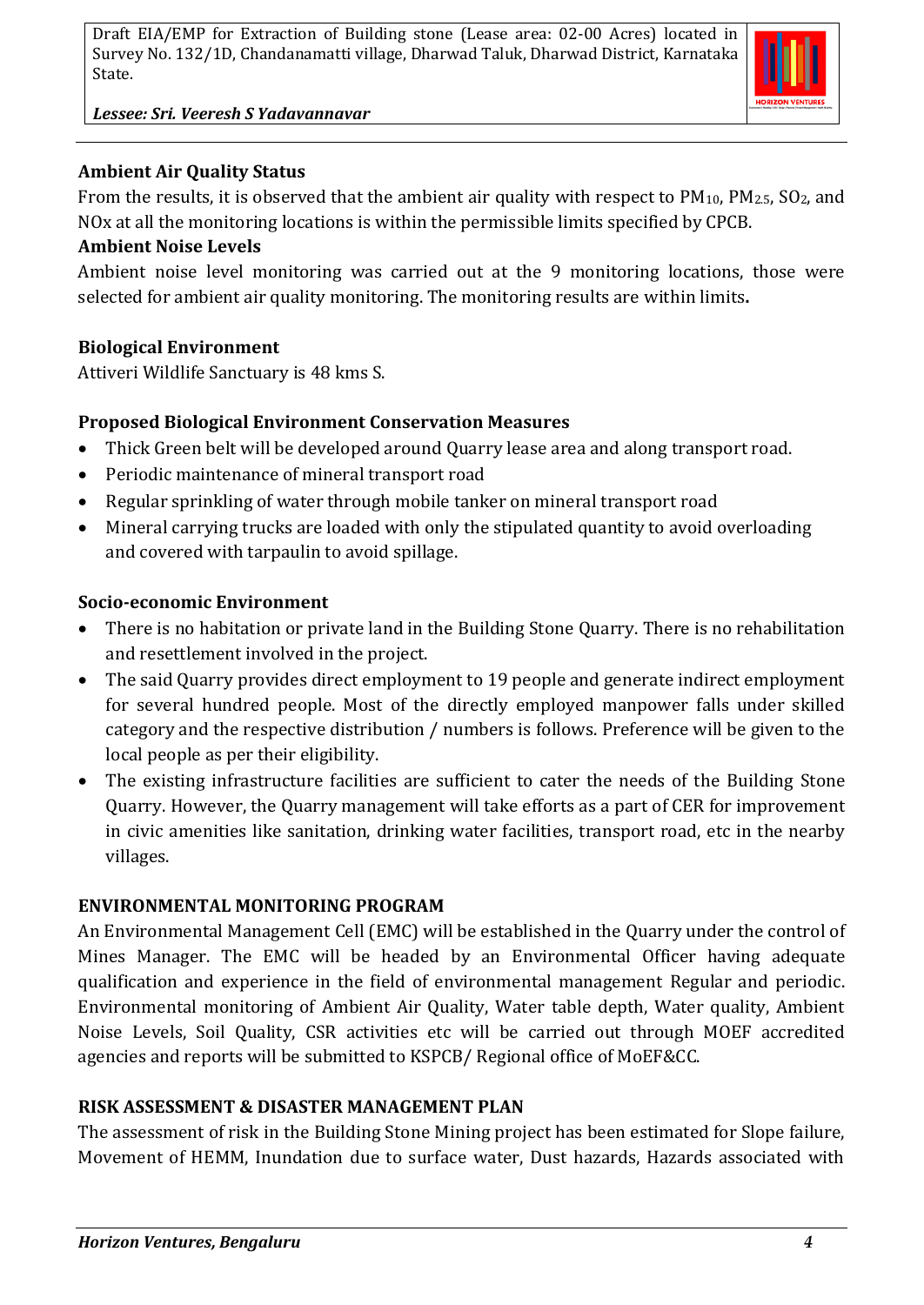**Ambient Air Quality Status**

From the results, it is observed that the ambient air quality with respect to $PM_{10}$, $PM_{2.5}$, $SO_2$, and NOx at all the monitoring locations is within the permissible limits specified by CPCB.

**Ambient Noise Levels**

Ambient noise level monitoring was carried out at the 9 monitoring locations, those were selected for ambient air quality monitoring. The monitoring results are within limits**.**

**Biological Environment**

Attiveri Wildlife Sanctuary is 48 kms S.

**Proposed Biological Environment Conservation Measures**

- Thick Green belt will be developed around Quarry lease area and along transport road.
- Periodic maintenance of mineral transport road
- Regular sprinkling of water through mobile tanker on mineral transport road
- Mineral carrying trucks are loaded with only the stipulated quantity to avoid overloading and covered with tarpaulin to avoid spillage.

**Socio-economic Environment**

- There is no habitation or private land in the Building Stone Quarry. There is no rehabilitation and resettlement involved in the project.
- The said Quarry provides direct employment to 19 people and generate indirect employment for several hundred people. Most of the directly employed manpower falls under skilled category and the respective distribution / numbers is follows. Preference will be given to the local people as per their eligibility.
- The existing infrastructure facilities are sufficient to cater the needs of the Building Stone Quarry. However, the Quarry management will take efforts as a part of CER for improvement in civic amenities like sanitation, drinking water facilities, transport road, etc in the nearby villages.

**ENVIRONMENTAL MONITORING PROGRAM**

An Environmental Management Cell (EMC) will be established in the Quarry under the control of Mines Manager. The EMC will be headed by an Environmental Officer having adequate qualification and experience in the field of environmental management Regular and periodic. Environmental monitoring of Ambient Air Quality, Water table depth, Water quality, Ambient Noise Levels, Soil Quality, CSR activities etc will be carried out through MOEF accredited agencies and reports will be submitted to KSPCB/ Regional office of MoEF&CC.

**RISK ASSESSMENT & DISASTER MANAGEMENT PLAN**

The assessment of risk in the Building Stone Mining project has been estimated for Slope failure, Movement of HEMM, Inundation due to surface water, Dust hazards, Hazards associated with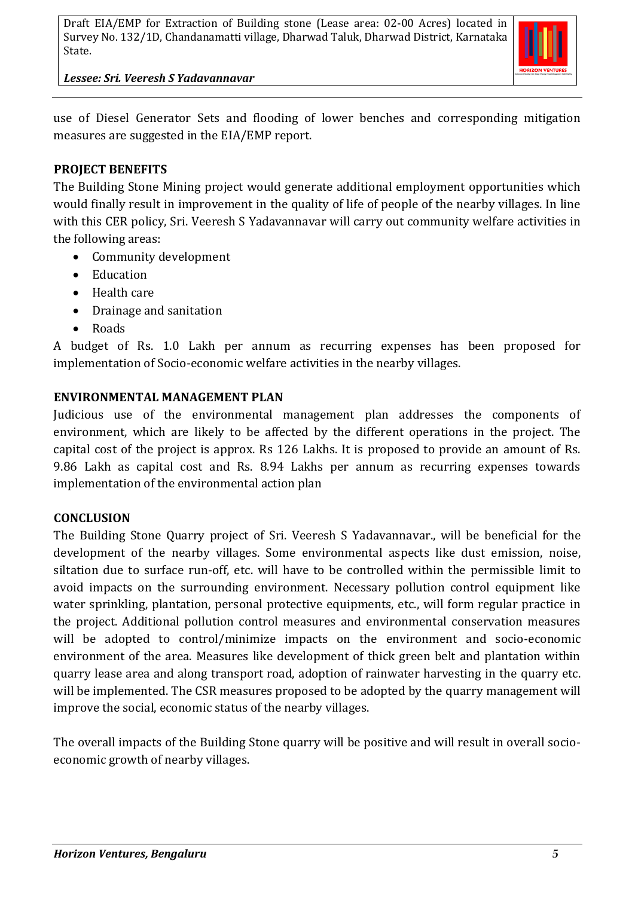use of Diesel Generator Sets and flooding of lower benches and corresponding mitigation measures are suggested in the EIA/EMP report.

## PROJECT BENEFITS

The Building Stone Mining project would generate additional employment opportunities which would finally result in improvement in the quality of life of people of the nearby villages. In line with this CER policy, Sri. Veeresh S Yadavannavar will carry out community welfare activities in the following areas:

- Community development
- Education
- Health care
- Drainage and sanitation
- Roads

A budget of Rs. 1.0 Lakh per annum as recurring expenses has been proposed for implementation of Socio-economic welfare activities in the nearby villages.

## ENVIRONMENTAL MANAGEMENT PLAN

Judicious use of the environmental management plan addresses the components of environment, which are likely to be affected by the different operations in the project. The capital cost of the project is approx. Rs 126 Lakhs. It is proposed to provide an amount of Rs. 9.86 Lakh as capital cost and Rs. 8.94 Lakhs per annum as recurring expenses towards implementation of the environmental action plan

## CONCLUSION

The Building Stone Quarry project of Sri. Veeresh S Yadavannavar., will be beneficial for the development of the nearby villages. Some environmental aspects like dust emission, noise, siltation due to surface run-off, etc. will have to be controlled within the permissible limit to avoid impacts on the surrounding environment. Necessary pollution control equipment like water sprinkling, plantation, personal protective equipments, etc., will form regular practice in the project. Additional pollution control measures and environmental conservation measures will be adopted to control/minimize impacts on the environment and socio-economic environment of the area. Measures like development of thick green belt and plantation within quarry lease area and along transport road, adoption of rainwater harvesting in the quarry etc. will be implemented. The CSR measures proposed to be adopted by the quarry management will improve the social, economic status of the nearby villages.

The overall impacts of the Building Stone quarry will be positive and will result in overall socio-economic growth of nearby villages.